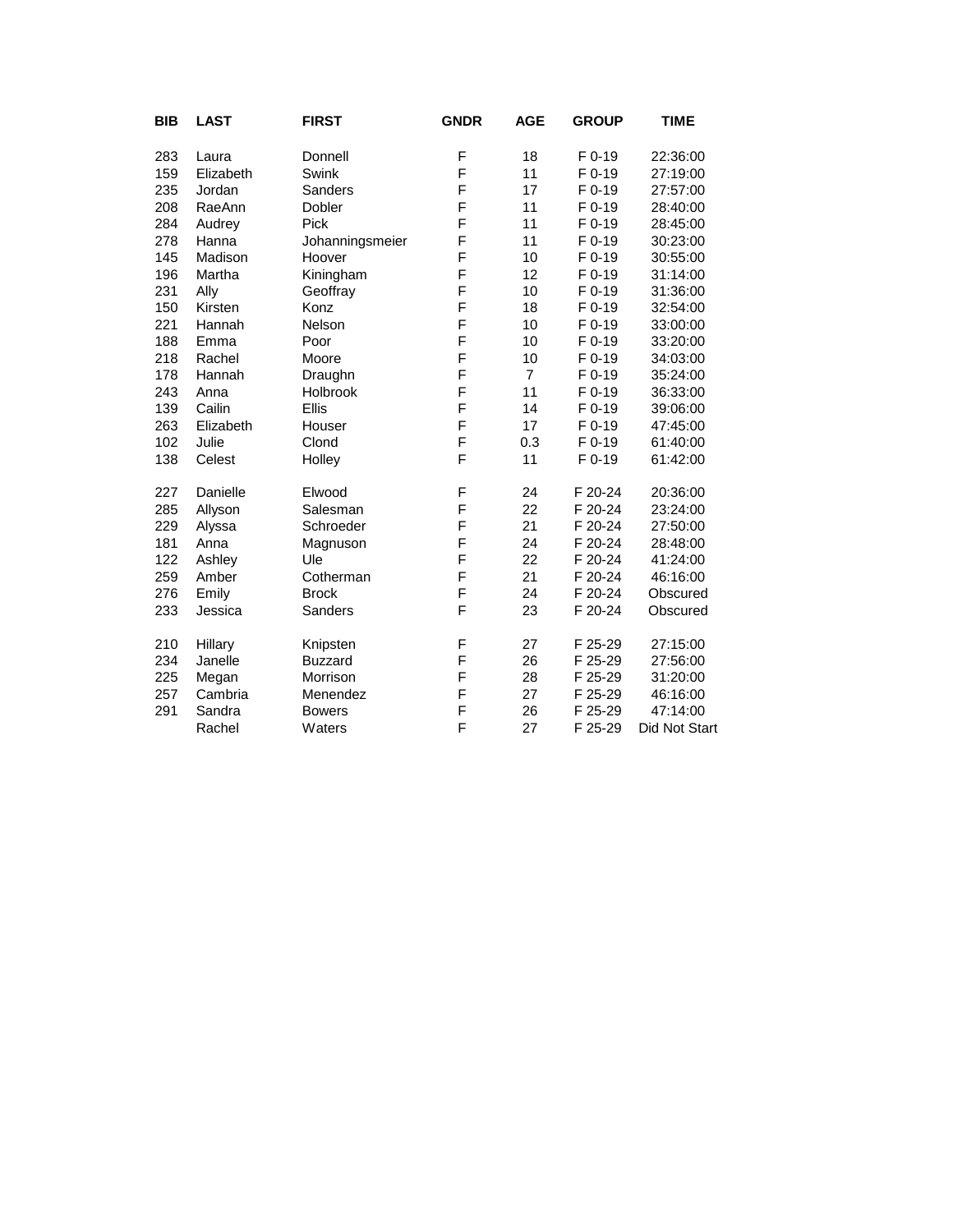| BIB | LAST | FIRST | GNDR | AGE | GROUP | TIME |
|---|---|---|---|---|---|---|
| 283 | Laura | Donnell | F | 18 | F 0-19 | 22:36:00 |
| 159 | Elizabeth | Swink | F | 11 | F 0-19 | 27:19:00 |
| 235 | Jordan | Sanders | F | 17 | F 0-19 | 27:57:00 |
| 208 | RaeAnn | Dobler | F | 11 | F 0-19 | 28:40:00 |
| 284 | Audrey | Pick | F | 11 | F 0-19 | 28:45:00 |
| 278 | Hanna | Johanningsmeier | F | 11 | F 0-19 | 30:23:00 |
| 145 | Madison | Hoover | F | 10 | F 0-19 | 30:55:00 |
| 196 | Martha | Kiningham | F | 12 | F 0-19 | 31:14:00 |
| 231 | Ally | Geoffray | F | 10 | F 0-19 | 31:36:00 |
| 150 | Kirsten | Konz | F | 18 | F 0-19 | 32:54:00 |
| 221 | Hannah | Nelson | F | 10 | F 0-19 | 33:00:00 |
| 188 | Emma | Poor | F | 10 | F 0-19 | 33:20:00 |
| 218 | Rachel | Moore | F | 10 | F 0-19 | 34:03:00 |
| 178 | Hannah | Draughn | F | 7 | F 0-19 | 35:24:00 |
| 243 | Anna | Holbrook | F | 11 | F 0-19 | 36:33:00 |
| 139 | Cailin | Ellis | F | 14 | F 0-19 | 39:06:00 |
| 263 | Elizabeth | Houser | F | 17 | F 0-19 | 47:45:00 |
| 102 | Julie | Clond | F | 0.3 | F 0-19 | 61:40:00 |
| 138 | Celest | Holley | F | 11 | F 0-19 | 61:42:00 |
| | | | | | | |
| 227 | Danielle | Elwood | F | 24 | F 20-24 | 20:36:00 |
| 285 | Allyson | Salesman | F | 22 | F 20-24 | 23:24:00 |
| 229 | Alyssa | Schroeder | F | 21 | F 20-24 | 27:50:00 |
| 181 | Anna | Magnuson | F | 24 | F 20-24 | 28:48:00 |
| 122 | Ashley | Ule | F | 22 | F 20-24 | 41:24:00 |
| 259 | Amber | Cotherman | F | 21 | F 20-24 | 46:16:00 |
| 276 | Emily | Brock | F | 24 | F 20-24 | Obscured |
| 233 | Jessica | Sanders | F | 23 | F 20-24 | Obscured |
| | | | | | | |
| 210 | Hillary | Knipsten | F | 27 | F 25-29 | 27:15:00 |
| 234 | Janelle | Buzzard | F | 26 | F 25-29 | 27:56:00 |
| 225 | Megan | Morrison | F | 28 | F 25-29 | 31:20:00 |
| 257 | Cambria | Menendez | F | 27 | F 25-29 | 46:16:00 |
| 291 | Sandra | Bowers | F | 26 | F 25-29 | 47:14:00 |
| | Rachel | Waters | F | 27 | F 25-29 | Did Not Start |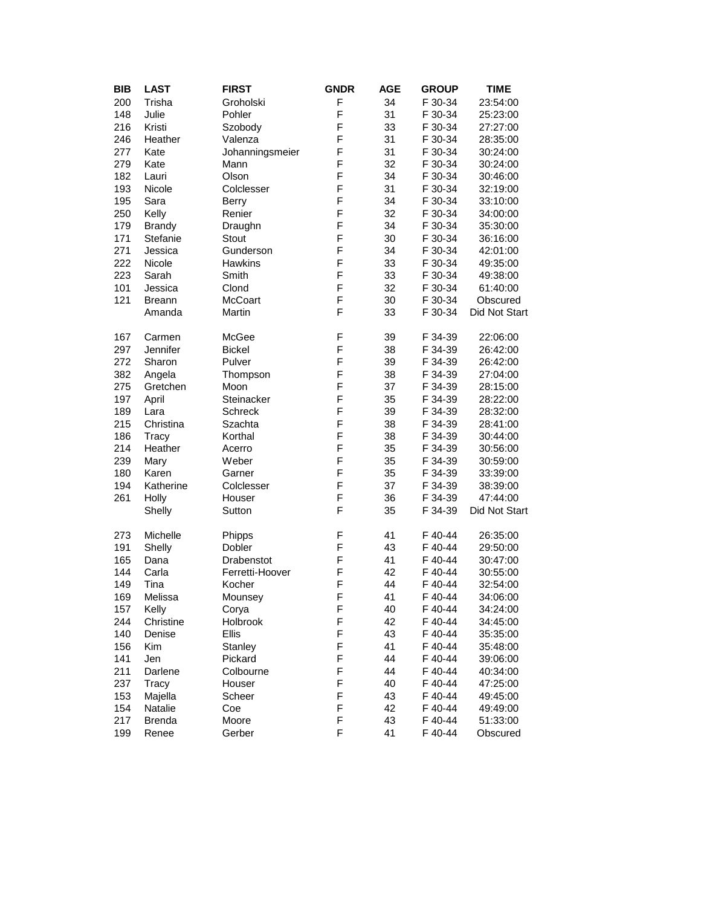| BIB | LAST | FIRST | GNDR | AGE | GROUP | TIME |
|---|---|---|---|---|---|---|
| 200 | Trisha | Groholski | F | 34 | F 30-34 | 23:54:00 |
| 148 | Julie | Pohler | F | 31 | F 30-34 | 25:23:00 |
| 216 | Kristi | Szobody | F | 33 | F 30-34 | 27:27:00 |
| 246 | Heather | Valenza | F | 31 | F 30-34 | 28:35:00 |
| 277 | Kate | Johanningsmeier | F | 31 | F 30-34 | 30:24:00 |
| 279 | Kate | Mann | F | 32 | F 30-34 | 30:24:00 |
| 182 | Lauri | Olson | F | 34 | F 30-34 | 30:46:00 |
| 193 | Nicole | Colclesser | F | 31 | F 30-34 | 32:19:00 |
| 195 | Sara | Berry | F | 34 | F 30-34 | 33:10:00 |
| 250 | Kelly | Renier | F | 32 | F 30-34 | 34:00:00 |
| 179 | Brandy | Draughn | F | 34 | F 30-34 | 35:30:00 |
| 171 | Stefanie | Stout | F | 30 | F 30-34 | 36:16:00 |
| 271 | Jessica | Gunderson | F | 34 | F 30-34 | 42:01:00 |
| 222 | Nicole | Hawkins | F | 33 | F 30-34 | 49:35:00 |
| 223 | Sarah | Smith | F | 33 | F 30-34 | 49:38:00 |
| 101 | Jessica | Clond | F | 32 | F 30-34 | 61:40:00 |
| 121 | Breann | McCoart | F | 30 | F 30-34 | Obscured |
| | Amanda | Martin | F | 33 | F 30-34 | Did Not Start |
| | | | | | | |
| 167 | Carmen | McGee | F | 39 | F 34-39 | 22:06:00 |
| 297 | Jennifer | Bickel | F | 38 | F 34-39 | 26:42:00 |
| 272 | Sharon | Pulver | F | 39 | F 34-39 | 26:42:00 |
| 382 | Angela | Thompson | F | 38 | F 34-39 | 27:04:00 |
| 275 | Gretchen | Moon | F | 37 | F 34-39 | 28:15:00 |
| 197 | April | Steinacker | F | 35 | F 34-39 | 28:22:00 |
| 189 | Lara | Schreck | F | 39 | F 34-39 | 28:32:00 |
| 215 | Christina | Szachta | F | 38 | F 34-39 | 28:41:00 |
| 186 | Tracy | Korthal | F | 38 | F 34-39 | 30:44:00 |
| 214 | Heather | Acerro | F | 35 | F 34-39 | 30:56:00 |
| 239 | Mary | Weber | F | 35 | F 34-39 | 30:59:00 |
| 180 | Karen | Garner | F | 35 | F 34-39 | 33:39:00 |
| 194 | Katherine | Colclesser | F | 37 | F 34-39 | 38:39:00 |
| 261 | Holly | Houser | F | 36 | F 34-39 | 47:44:00 |
| | Shelly | Sutton | F | 35 | F 34-39 | Did Not Start |
| | | | | | | |
| 273 | Michelle | Phipps | F | 41 | F 40-44 | 26:35:00 |
| 191 | Shelly | Dobler | F | 43 | F 40-44 | 29:50:00 |
| 165 | Dana | Drabenstot | F | 41 | F 40-44 | 30:47:00 |
| 144 | Carla | Ferretti-Hoover | F | 42 | F 40-44 | 30:55:00 |
| 149 | Tina | Kocher | F | 44 | F 40-44 | 32:54:00 |
| 169 | Melissa | Mounsey | F | 41 | F 40-44 | 34:06:00 |
| 157 | Kelly | Corya | F | 40 | F 40-44 | 34:24:00 |
| 244 | Christine | Holbrook | F | 42 | F 40-44 | 34:45:00 |
| 140 | Denise | Ellis | F | 43 | F 40-44 | 35:35:00 |
| 156 | Kim | Stanley | F | 41 | F 40-44 | 35:48:00 |
| 141 | Jen | Pickard | F | 44 | F 40-44 | 39:06:00 |
| 211 | Darlene | Colbourne | F | 44 | F 40-44 | 40:34:00 |
| 237 | Tracy | Houser | F | 40 | F 40-44 | 47:25:00 |
| 153 | Majella | Scheer | F | 43 | F 40-44 | 49:45:00 |
| 154 | Natalie | Coe | F | 42 | F 40-44 | 49:49:00 |
| 217 | Brenda | Moore | F | 43 | F 40-44 | 51:33:00 |
| 199 | Renee | Gerber | F | 41 | F 40-44 | Obscured |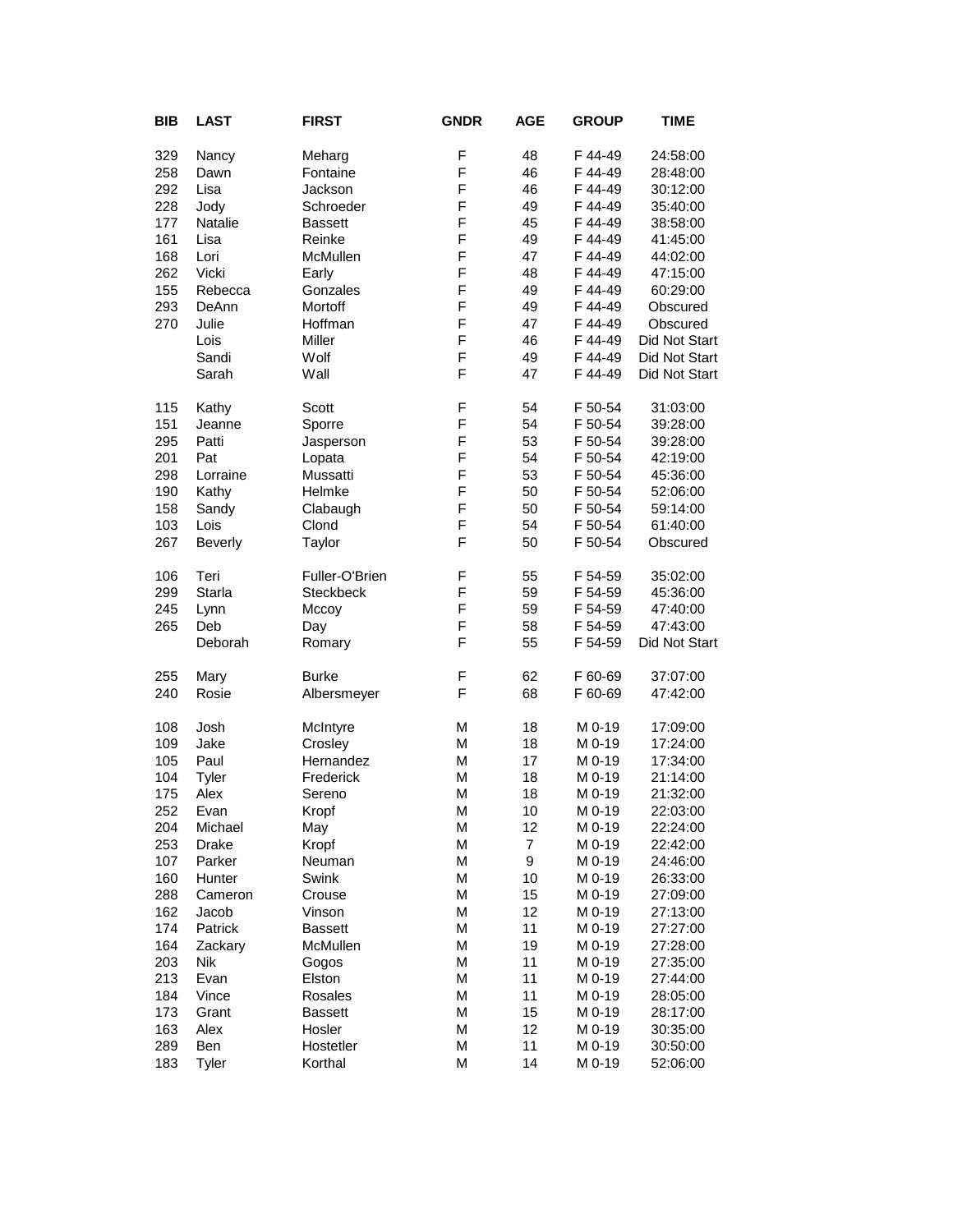| BIB | LAST | FIRST | GNDR | AGE | GROUP | TIME |
|---|---|---|---|---|---|---|
| 329 | Nancy | Meharg | F | 48 | F 44-49 | 24:58:00 |
| 258 | Dawn | Fontaine | F | 46 | F 44-49 | 28:48:00 |
| 292 | Lisa | Jackson | F | 46 | F 44-49 | 30:12:00 |
| 228 | Jody | Schroeder | F | 49 | F 44-49 | 35:40:00 |
| 177 | Natalie | Bassett | F | 45 | F 44-49 | 38:58:00 |
| 161 | Lisa | Reinke | F | 49 | F 44-49 | 41:45:00 |
| 168 | Lori | McMullen | F | 47 | F 44-49 | 44:02:00 |
| 262 | Vicki | Early | F | 48 | F 44-49 | 47:15:00 |
| 155 | Rebecca | Gonzales | F | 49 | F 44-49 | 60:29:00 |
| 293 | DeAnn | Mortoff | F | 49 | F 44-49 | Obscured |
| 270 | Julie | Hoffman | F | 47 | F 44-49 | Obscured |
| | Lois | Miller | F | 46 | F 44-49 | Did Not Start |
| | Sandi | Wolf | F | 49 | F 44-49 | Did Not Start |
| | Sarah | Wall | F | 47 | F 44-49 | Did Not Start |
| | | | | | | |
| 115 | Kathy | Scott | F | 54 | F 50-54 | 31:03:00 |
| 151 | Jeanne | Sporre | F | 54 | F 50-54 | 39:28:00 |
| 295 | Patti | Jasperson | F | 53 | F 50-54 | 39:28:00 |
| 201 | Pat | Lopata | F | 54 | F 50-54 | 42:19:00 |
| 298 | Lorraine | Mussatti | F | 53 | F 50-54 | 45:36:00 |
| 190 | Kathy | Helmke | F | 50 | F 50-54 | 52:06:00 |
| 158 | Sandy | Clabaugh | F | 50 | F 50-54 | 59:14:00 |
| 103 | Lois | Clond | F | 54 | F 50-54 | 61:40:00 |
| 267 | Beverly | Taylor | F | 50 | F 50-54 | Obscured |
| | | | | | | |
| 106 | Teri | Fuller-O'Brien | F | 55 | F 54-59 | 35:02:00 |
| 299 | Starla | Steckbeck | F | 59 | F 54-59 | 45:36:00 |
| 245 | Lynn | Mccoy | F | 59 | F 54-59 | 47:40:00 |
| 265 | Deb | Day | F | 58 | F 54-59 | 47:43:00 |
| | Deborah | Romary | F | 55 | F 54-59 | Did Not Start |
| | | | | | | |
| 255 | Mary | Burke | F | 62 | F 60-69 | 37:07:00 |
| 240 | Rosie | Albersmeyer | F | 68 | F 60-69 | 47:42:00 |
| | | | | | | |
| 108 | Josh | McIntyre | M | 18 | M 0-19 | 17:09:00 |
| 109 | Jake | Crosley | M | 18 | M 0-19 | 17:24:00 |
| 105 | Paul | Hernandez | M | 17 | M 0-19 | 17:34:00 |
| 104 | Tyler | Frederick | M | 18 | M 0-19 | 21:14:00 |
| 175 | Alex | Sereno | M | 18 | M 0-19 | 21:32:00 |
| 252 | Evan | Kropf | M | 10 | M 0-19 | 22:03:00 |
| 204 | Michael | May | M | 12 | M 0-19 | 22:24:00 |
| 253 | Drake | Kropf | M | 7 | M 0-19 | 22:42:00 |
| 107 | Parker | Neuman | M | 9 | M 0-19 | 24:46:00 |
| 160 | Hunter | Swink | M | 10 | M 0-19 | 26:33:00 |
| 288 | Cameron | Crouse | M | 15 | M 0-19 | 27:09:00 |
| 162 | Jacob | Vinson | M | 12 | M 0-19 | 27:13:00 |
| 174 | Patrick | Bassett | M | 11 | M 0-19 | 27:27:00 |
| 164 | Zackary | McMullen | M | 19 | M 0-19 | 27:28:00 |
| 203 | Nik | Gogos | M | 11 | M 0-19 | 27:35:00 |
| 213 | Evan | Elston | M | 11 | M 0-19 | 27:44:00 |
| 184 | Vince | Rosales | M | 11 | M 0-19 | 28:05:00 |
| 173 | Grant | Bassett | M | 15 | M 0-19 | 28:17:00 |
| 163 | Alex | Hosler | M | 12 | M 0-19 | 30:35:00 |
| 289 | Ben | Hostetler | M | 11 | M 0-19 | 30:50:00 |
| 183 | Tyler | Korthal | M | 14 | M 0-19 | 52:06:00 |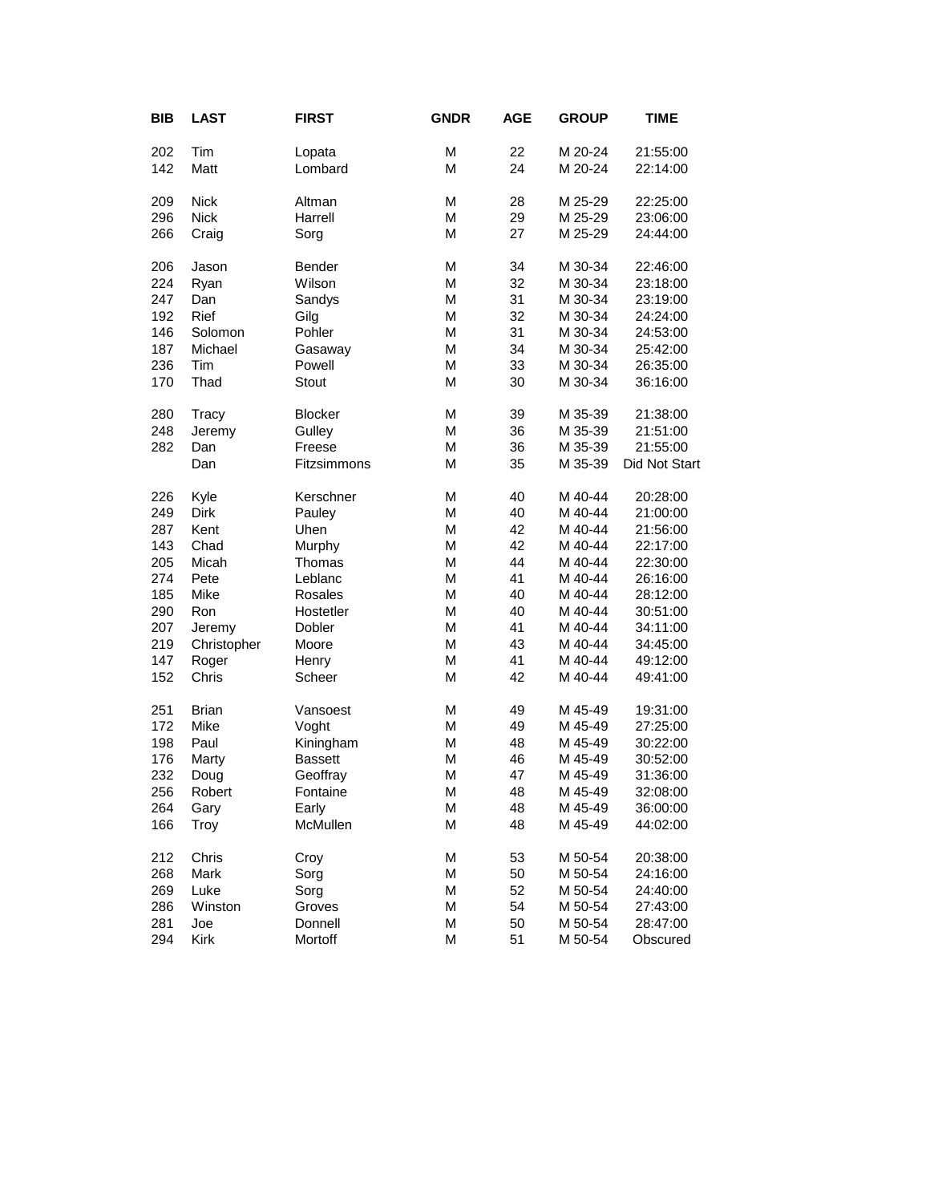| BIB | LAST | FIRST | GNDR | AGE | GROUP | TIME |
|---|---|---|---|---|---|---|
| 202 | Tim | Lopata | M | 22 | M 20-24 | 21:55:00 |
| 142 | Matt | Lombard | M | 24 | M 20-24 | 22:14:00 |
| 209 | Nick | Altman | M | 28 | M 25-29 | 22:25:00 |
| 296 | Nick | Harrell | M | 29 | M 25-29 | 23:06:00 |
| 266 | Craig | Sorg | M | 27 | M 25-29 | 24:44:00 |
| 206 | Jason | Bender | M | 34 | M 30-34 | 22:46:00 |
| 224 | Ryan | Wilson | M | 32 | M 30-34 | 23:18:00 |
| 247 | Dan | Sandys | M | 31 | M 30-34 | 23:19:00 |
| 192 | Rief | Gilg | M | 32 | M 30-34 | 24:24:00 |
| 146 | Solomon | Pohler | M | 31 | M 30-34 | 24:53:00 |
| 187 | Michael | Gasaway | M | 34 | M 30-34 | 25:42:00 |
| 236 | Tim | Powell | M | 33 | M 30-34 | 26:35:00 |
| 170 | Thad | Stout | M | 30 | M 30-34 | 36:16:00 |
| 280 | Tracy | Blocker | M | 39 | M 35-39 | 21:38:00 |
| 248 | Jeremy | Gulley | M | 36 | M 35-39 | 21:51:00 |
| 282 | Dan | Freese | M | 36 | M 35-39 | 21:55:00 |
| | Dan | Fitzsimmons | M | 35 | M 35-39 | Did Not Start |
| 226 | Kyle | Kerschner | M | 40 | M 40-44 | 20:28:00 |
| 249 | Dirk | Pauley | M | 40 | M 40-44 | 21:00:00 |
| 287 | Kent | Uhen | M | 42 | M 40-44 | 21:56:00 |
| 143 | Chad | Murphy | M | 42 | M 40-44 | 22:17:00 |
| 205 | Micah | Thomas | M | 44 | M 40-44 | 22:30:00 |
| 274 | Pete | Leblanc | M | 41 | M 40-44 | 26:16:00 |
| 185 | Mike | Rosales | M | 40 | M 40-44 | 28:12:00 |
| 290 | Ron | Hostetler | M | 40 | M 40-44 | 30:51:00 |
| 207 | Jeremy | Dobler | M | 41 | M 40-44 | 34:11:00 |
| 219 | Christopher | Moore | M | 43 | M 40-44 | 34:45:00 |
| 147 | Roger | Henry | M | 41 | M 40-44 | 49:12:00 |
| 152 | Chris | Scheer | M | 42 | M 40-44 | 49:41:00 |
| 251 | Brian | Vansoest | M | 49 | M 45-49 | 19:31:00 |
| 172 | Mike | Voght | M | 49 | M 45-49 | 27:25:00 |
| 198 | Paul | Kiningham | M | 48 | M 45-49 | 30:22:00 |
| 176 | Marty | Bassett | M | 46 | M 45-49 | 30:52:00 |
| 232 | Doug | Geoffray | M | 47 | M 45-49 | 31:36:00 |
| 256 | Robert | Fontaine | M | 48 | M 45-49 | 32:08:00 |
| 264 | Gary | Early | M | 48 | M 45-49 | 36:00:00 |
| 166 | Troy | McMullen | M | 48 | M 45-49 | 44:02:00 |
| 212 | Chris | Croy | M | 53 | M 50-54 | 20:38:00 |
| 268 | Mark | Sorg | M | 50 | M 50-54 | 24:16:00 |
| 269 | Luke | Sorg | M | 52 | M 50-54 | 24:40:00 |
| 286 | Winston | Groves | M | 54 | M 50-54 | 27:43:00 |
| 281 | Joe | Donnell | M | 50 | M 50-54 | 28:47:00 |
| 294 | Kirk | Mortoff | M | 51 | M 50-54 | Obscured |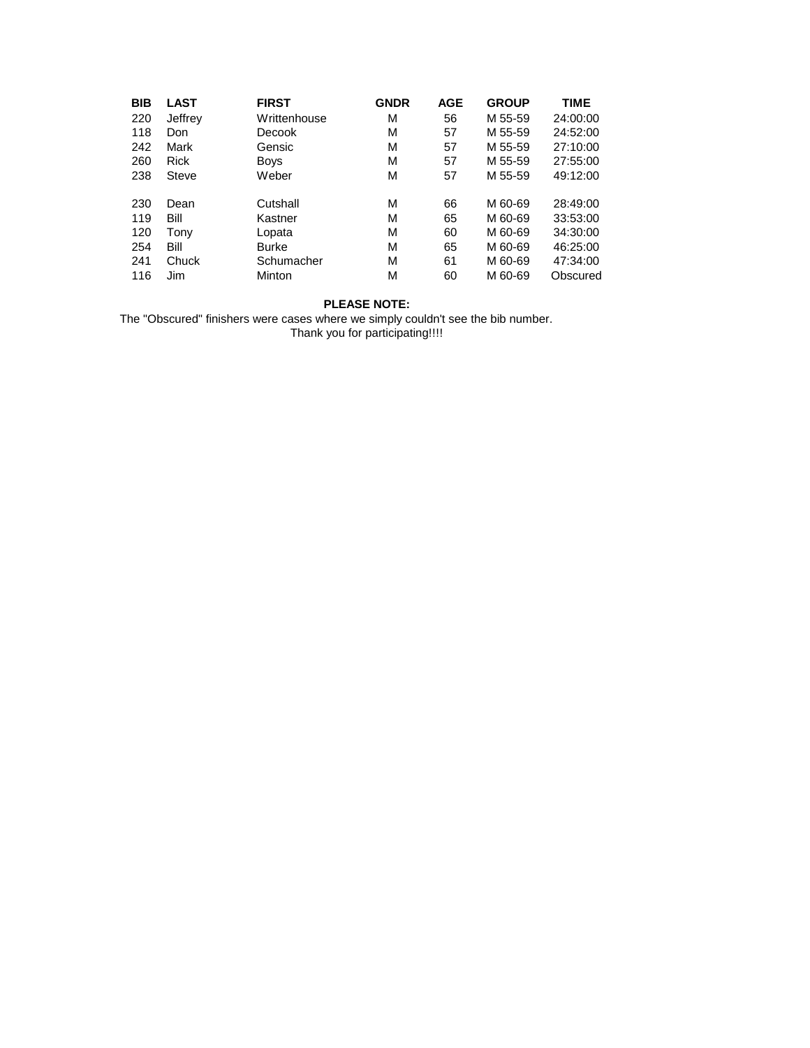| BIB | LAST | FIRST | GNDR | AGE | GROUP | TIME |
|---|---|---|---|---|---|---|
| 220 | Jeffrey | Writtenhouse | M | 56 | M 55-59 | 24:00:00 |
| 118 | Don | Decook | M | 57 | M 55-59 | 24:52:00 |
| 242 | Mark | Gensic | M | 57 | M 55-59 | 27:10:00 |
| 260 | Rick | Boys | M | 57 | M 55-59 | 27:55:00 |
| 238 | Steve | Weber | M | 57 | M 55-59 | 49:12:00 |
| | | | | | | |
| 230 | Dean | Cutshall | M | 66 | M 60-69 | 28:49:00 |
| 119 | Bill | Kastner | M | 65 | M 60-69 | 33:53:00 |
| 120 | Tony | Lopata | M | 60 | M 60-69 | 34:30:00 |
| 254 | Bill | Burke | M | 65 | M 60-69 | 46:25:00 |
| 241 | Chuck | Schumacher | M | 61 | M 60-69 | 47:34:00 |
| 116 | Jim | Minton | M | 60 | M 60-69 | Obscured |

**PLEASE NOTE:**

The "Obscured" finishers were cases where we simply couldn't see the bib number.

Thank you for participating!!!!